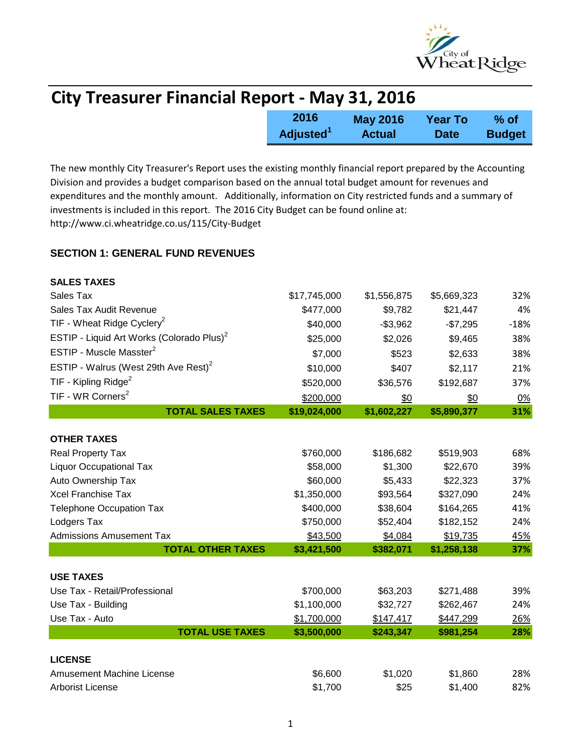# City Treasurer Financial Report - May 31, 2016

The new monthly City Treasurer's Report uses the existing monthly financial report prepared by the Accounting Division and provides a budget comparison based on the annual total budget amount for revenues and expenditures and the monthly amount. Additionally, information on City restricted funds and a summary of investments is included in this report. The 2016 City Budget can be found online at: http://www.ci.wheatridge.co.us/115/City-Budget

## SECTION 1: GENERAL FUND REVENUES

| | 2016 Adjusted[1] | May 2016 Actual | Year To Date | % of Budget |
|---|---|---|---|---|
| **SALES TAXES** | | | | |
| Sales Tax | $17,745,000 | $1,556,875 | $5,669,323 | 32% |
| Sales Tax Audit Revenue | $477,000 | $9,782 | $21,447 | 4% |
| TIF - Wheat Ridge Cyclery[2] | $40,000 | -$3,962 | -$7,295 | -18% |
| ESTIP - Liquid Art Works (Colorado Plus)[2] | $25,000 | $2,026 | $9,465 | 38% |
| ESTIP - Muscle Masster[2] | $7,000 | $523 | $2,633 | 38% |
| ESTIP - Walrus (West 29th Ave Rest)[2] | $10,000 | $407 | $2,117 | 21% |
| TIF - Kipling Ridge[2] | $520,000 | $36,576 | $192,687 | 37% |
| TIF - WR Corners[2] | $200,000 | $0 | $0 | 0% |
| **TOTAL SALES TAXES** | **$19,024,000** | **$1,602,227** | **$5,890,377** | **31%** |
| **OTHER TAXES** | | | | |
| Real Property Tax | $760,000 | $186,682 | $519,903 | 68% |
| Liquor Occupational Tax | $58,000 | $1,300 | $22,670 | 39% |
| Auto Ownership Tax | $60,000 | $5,433 | $22,323 | 37% |
| Xcel Franchise Tax | $1,350,000 | $93,564 | $327,090 | 24% |
| Telephone Occupation Tax | $400,000 | $38,604 | $164,265 | 41% |
| Lodgers Tax | $750,000 | $52,404 | $182,152 | 24% |
| Admissions Amusement Tax | $43,500 | $4,084 | $19,735 | 45% |
| **TOTAL OTHER TAXES** | **$3,421,500** | **$382,071** | **$1,258,138** | **37%** |
| **USE TAXES** | | | | |
| Use Tax - Retail/Professional | $700,000 | $63,203 | $271,488 | 39% |
| Use Tax - Building | $1,100,000 | $32,727 | $262,467 | 24% |
| Use Tax - Auto | $1,700,000 | $147,417 | $447,299 | 26% |
| **TOTAL USE TAXES** | **$3,500,000** | **$243,347** | **$981,254** | **28%** |
| **LICENSE** | | | | |
| Amusement Machine License | $6,600 | $1,020 | $1,860 | 28% |
| Arborist License | $1,700 | $25 | $1,400 | 82% |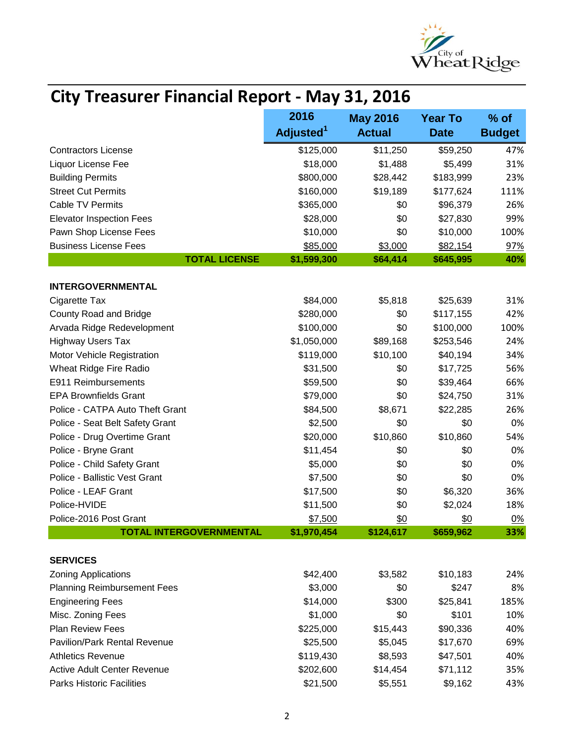# City Treasurer Financial Report - May 31, 2016

| | 2016 Adjusted[1] | May 2016 Actual | Year To Date | % of Budget |
|---|---|---|---|---|
| Contractors License | $125,000 | $11,250 | $59,250 | 47% |
| Liquor License Fee | $18,000 | $1,488 | $5,499 | 31% |
| Building Permits | $800,000 | $28,442 | $183,999 | 23% |
| Street Cut Permits | $160,000 | $19,189 | $177,624 | 111% |
| Cable TV Permits | $365,000 | $0 | $96,379 | 26% |
| Elevator Inspection Fees | $28,000 | $0 | $27,830 | 99% |
| Pawn Shop License Fees | $10,000 | $0 | $10,000 | 100% |
| Business License Fees | $85,000 | $3,000 | $82,154 | 97% |
| **TOTAL LICENSE** | **$1,599,300** | **$64,414** | **$645,995** | **40%** |
| | | | | |
| **INTERGOVERNMENTAL** | | | | |
| Cigarette Tax | $84,000 | $5,818 | $25,639 | 31% |
| County Road and Bridge | $280,000 | $0 | $117,155 | 42% |
| Arvada Ridge Redevelopment | $100,000 | $0 | $100,000 | 100% |
| Highway Users Tax | $1,050,000 | $89,168 | $253,546 | 24% |
| Motor Vehicle Registration | $119,000 | $10,100 | $40,194 | 34% |
| Wheat Ridge Fire Radio | $31,500 | $0 | $17,725 | 56% |
| E911 Reimbursements | $59,500 | $0 | $39,464 | 66% |
| EPA Brownfields Grant | $79,000 | $0 | $24,750 | 31% |
| Police - CATPA Auto Theft Grant | $84,500 | $8,671 | $22,285 | 26% |
| Police - Seat Belt Safety Grant | $2,500 | $0 | $0 | 0% |
| Police - Drug Overtime Grant | $20,000 | $10,860 | $10,860 | 54% |
| Police - Bryne Grant | $11,454 | $0 | $0 | 0% |
| Police - Child Safety Grant | $5,000 | $0 | $0 | 0% |
| Police - Ballistic Vest Grant | $7,500 | $0 | $0 | 0% |
| Police - LEAF Grant | $17,500 | $0 | $6,320 | 36% |
| Police-HVIDE | $11,500 | $0 | $2,024 | 18% |
| Police-2016 Post Grant | $7,500 | $0 | $0 | 0% |
| **TOTAL INTERGOVERNMENTAL** | **$1,970,454** | **$124,617** | **$659,962** | **33%** |
| | | | | |
| **SERVICES** | | | | |
| Zoning Applications | $42,400 | $3,582 | $10,183 | 24% |
| Planning Reimbursement Fees | $3,000 | $0 | $247 | 8% |
| Engineering Fees | $14,000 | $300 | $25,841 | 185% |
| Misc. Zoning Fees | $1,000 | $0 | $101 | 10% |
| Plan Review Fees | $225,000 | $15,443 | $90,336 | 40% |
| Pavilion/Park Rental Revenue | $25,500 | $5,045 | $17,670 | 69% |
| Athletics Revenue | $119,430 | $8,593 | $47,501 | 40% |
| Active Adult Center Revenue | $202,600 | $14,454 | $71,112 | 35% |
| Parks Historic Facilities | $21,500 | $5,551 | $9,162 | 43% |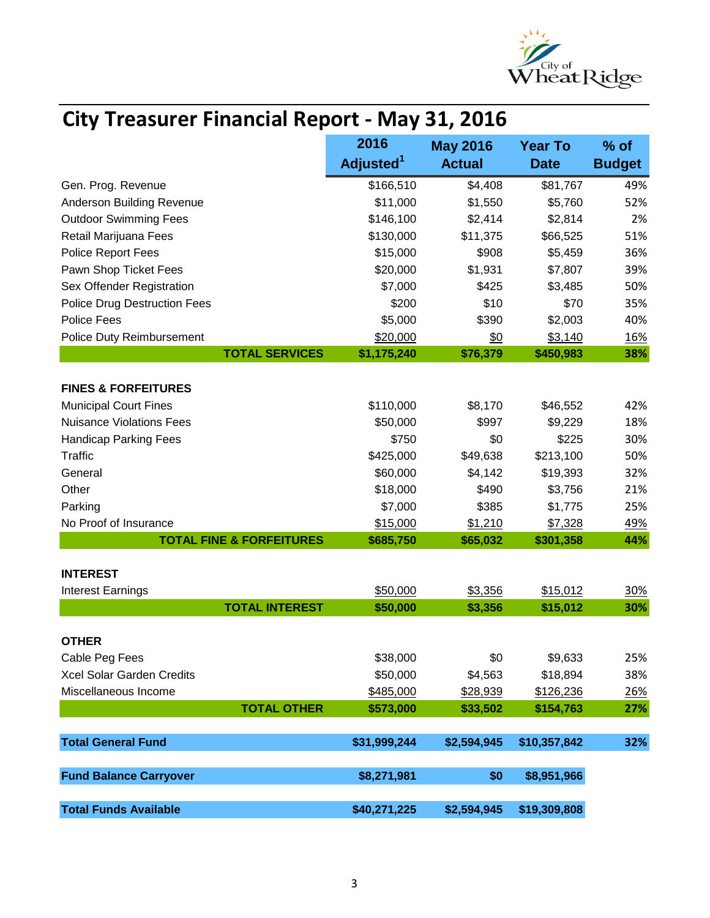# City Treasurer Financial Report - May 31, 2016

| | 2016 Adjusted[1] | May 2016 Actual | Year To Date | % of Budget |
|---|---|---|---|---|
| Gen. Prog. Revenue | $166,510 | $4,408 | $81,767 | 49% |
| Anderson Building Revenue | $11,000 | $1,550 | $5,760 | 52% |
| Outdoor Swimming Fees | $146,100 | $2,414 | $2,814 | 2% |
| Retail Marijuana Fees | $130,000 | $11,375 | $66,525 | 51% |
| Police Report Fees | $15,000 | $908 | $5,459 | 36% |
| Pawn Shop Ticket Fees | $20,000 | $1,931 | $7,807 | 39% |
| Sex Offender Registration | $7,000 | $425 | $3,485 | 50% |
| Police Drug Destruction Fees | $200 | $10 | $70 | 35% |
| Police Fees | $5,000 | $390 | $2,003 | 40% |
| Police Duty Reimbursement | $20,000 | $0 | $3,140 | 16% |
| **TOTAL SERVICES** | **$1,175,240** | **$76,379** | **$450,983** | **38%** |
| | | | | |
| **FINES & FORFEITURES** | | | | |
| Municipal Court Fines | $110,000 | $8,170 | $46,552 | 42% |
| Nuisance Violations Fees | $50,000 | $997 | $9,229 | 18% |
| Handicap Parking Fees | $750 | $0 | $225 | 30% |
| Traffic | $425,000 | $49,638 | $213,100 | 50% |
| General | $60,000 | $4,142 | $19,393 | 32% |
| Other | $18,000 | $490 | $3,756 | 21% |
| Parking | $7,000 | $385 | $1,775 | 25% |
| No Proof of Insurance | $15,000 | $1,210 | $7,328 | 49% |
| **TOTAL FINE & FORFEITURES** | **$685,750** | **$65,032** | **$301,358** | **44%** |
| | | | | |
| **INTEREST** | | | | |
| Interest Earnings | $50,000 | $3,356 | $15,012 | 30% |
| **TOTAL INTEREST** | **$50,000** | **$3,356** | **$15,012** | **30%** |
| | | | | |
| **OTHER** | | | | |
| Cable Peg Fees | $38,000 | $0 | $9,633 | 25% |
| Xcel Solar Garden Credits | $50,000 | $4,563 | $18,894 | 38% |
| Miscellaneous Income | $485,000 | $28,939 | $126,236 | 26% |
| **TOTAL OTHER** | **$573,000** | **$33,502** | **$154,763** | **27%** |
| | | | | |
| **Total General Fund** | **$31,999,244** | **$2,594,945** | **$10,357,842** | **32%** |
| | | | | |
| **Fund Balance Carryover** | **$8,271,981** | **$0** | **$8,951,966** | |
| | | | | |
| **Total Funds Available** | **$40,271,225** | **$2,594,945** | **$19,309,808** | |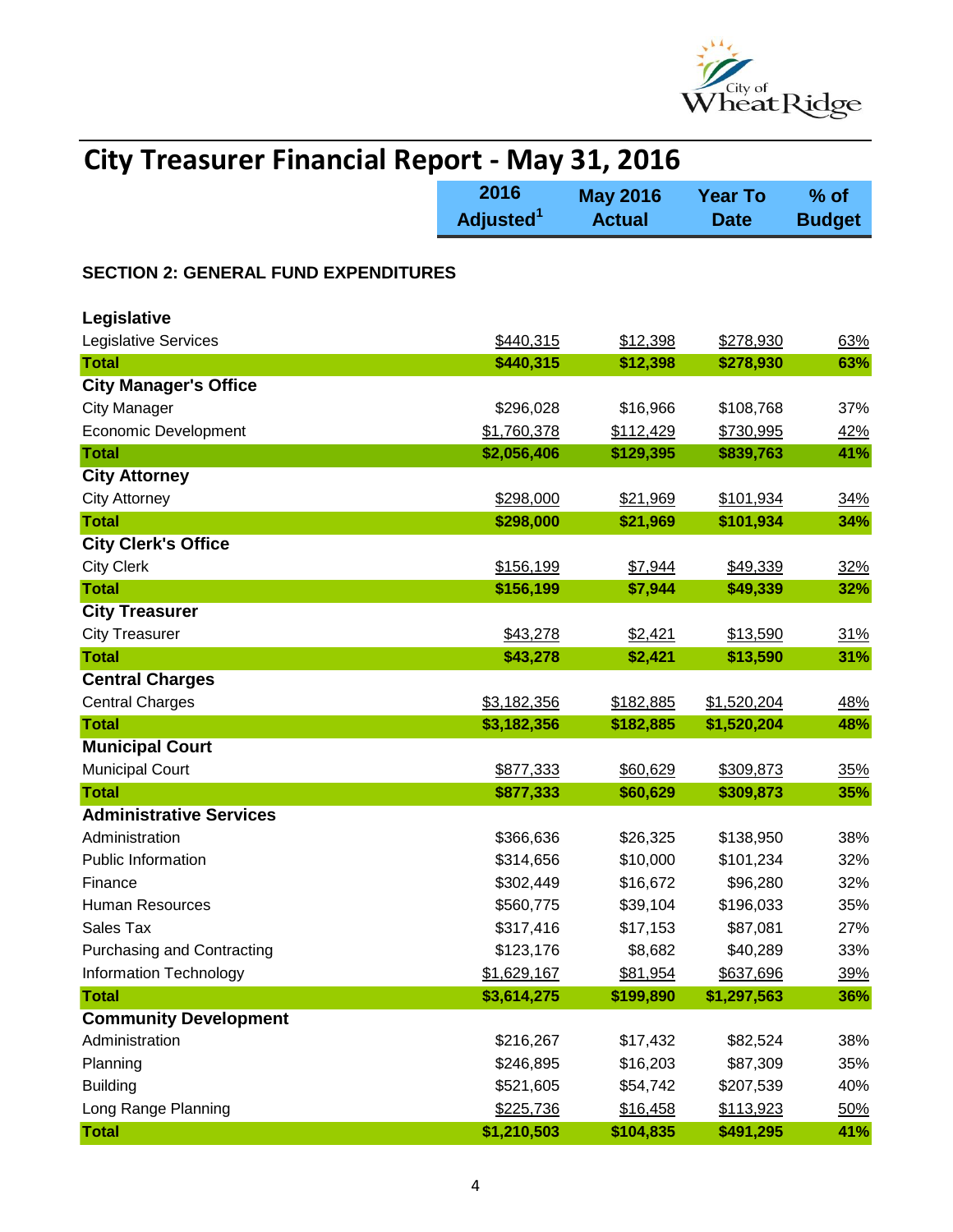# City Treasurer Financial Report - May 31, 2016

| | 2016 Adjusted[1] | May 2016 Actual | Year To Date | % of Budget |
|---|---|---|---|---|
| **SECTION 2: GENERAL FUND EXPENDITURES** | | | | |
| **Legislative** | | | | |
| Legislative Services | $440,315 | $12,398 | $278,930 | 63% |
| **Total** | **$440,315** | **$12,398** | **$278,930** | **63%** |
| **City Manager's Office** | | | | |
| City Manager | $296,028 | $16,966 | $108,768 | 37% |
| Economic Development | $1,760,378 | $112,429 | $730,995 | 42% |
| **Total** | **$2,056,406** | **$129,395** | **$839,763** | **41%** |
| **City Attorney** | | | | |
| City Attorney | $298,000 | $21,969 | $101,934 | 34% |
| **Total** | **$298,000** | **$21,969** | **$101,934** | **34%** |
| **City Clerk's Office** | | | | |
| City Clerk | $156,199 | $7,944 | $49,339 | 32% |
| **Total** | **$156,199** | **$7,944** | **$49,339** | **32%** |
| **City Treasurer** | | | | |
| City Treasurer | $43,278 | $2,421 | $13,590 | 31% |
| **Total** | **$43,278** | **$2,421** | **$13,590** | **31%** |
| **Central Charges** | | | | |
| Central Charges | $3,182,356 | $182,885 | $1,520,204 | 48% |
| **Total** | **$3,182,356** | **$182,885** | **$1,520,204** | **48%** |
| **Municipal Court** | | | | |
| Municipal Court | $877,333 | $60,629 | $309,873 | 35% |
| **Total** | **$877,333** | **$60,629** | **$309,873** | **35%** |
| **Administrative Services** | | | | |
| Administration | $366,636 | $26,325 | $138,950 | 38% |
| Public Information | $314,656 | $10,000 | $101,234 | 32% |
| Finance | $302,449 | $16,672 | $96,280 | 32% |
| Human Resources | $560,775 | $39,104 | $196,033 | 35% |
| Sales Tax | $317,416 | $17,153 | $87,081 | 27% |
| Purchasing and Contracting | $123,176 | $8,682 | $40,289 | 33% |
| Information Technology | $1,629,167 | $81,954 | $637,696 | 39% |
| **Total** | **$3,614,275** | **$199,890** | **$1,297,563** | **36%** |
| **Community Development** | | | | |
| Administration | $216,267 | $17,432 | $82,524 | 38% |
| Planning | $246,895 | $16,203 | $87,309 | 35% |
| Building | $521,605 | $54,742 | $207,539 | 40% |
| Long Range Planning | $225,736 | $16,458 | $113,923 | 50% |
| **Total** | **$1,210,503** | **$104,835** | **$491,295** | **41%** |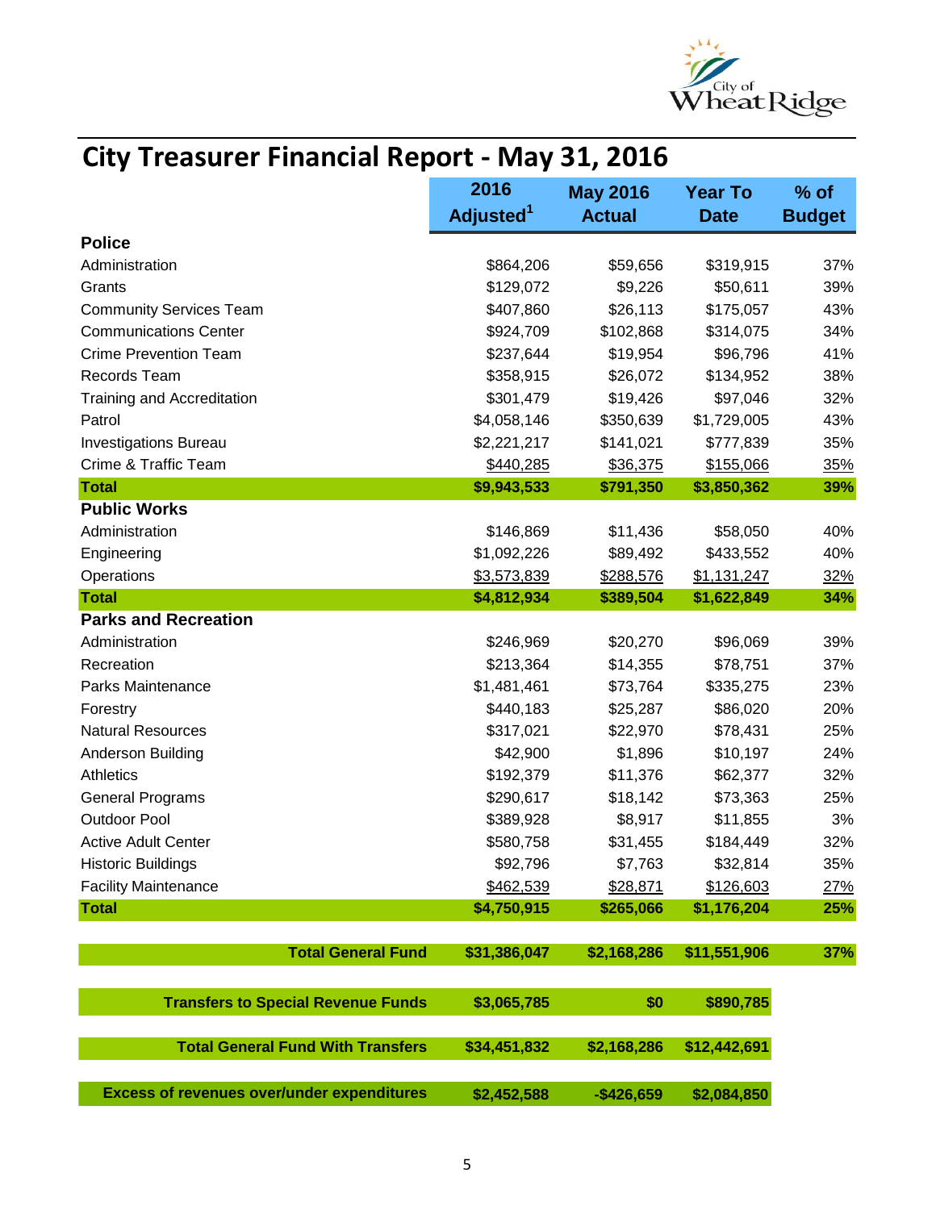# City Treasurer Financial Report - May 31, 2016

| | 2016 Adjusted[1] | May 2016 Actual | Year To Date | % of Budget |
|---|---|---|---|---|
| **Police** | | | | |
| Administration | $864,206 | $59,656 | $319,915 | 37% |
| Grants | $129,072 | $9,226 | $50,611 | 39% |
| Community Services Team | $407,860 | $26,113 | $175,057 | 43% |
| Communications Center | $924,709 | $102,868 | $314,075 | 34% |
| Crime Prevention Team | $237,644 | $19,954 | $96,796 | 41% |
| Records Team | $358,915 | $26,072 | $134,952 | 38% |
| Training and Accreditation | $301,479 | $19,426 | $97,046 | 32% |
| Patrol | $4,058,146 | $350,639 | $1,729,005 | 43% |
| Investigations Bureau | $2,221,217 | $141,021 | $777,839 | 35% |
| Crime & Traffic Team | $440,285 | $36,375 | $155,066 | 35% |
| **Total** | **$9,943,533** | **$791,350** | **$3,850,362** | **39%** |
| **Public Works** | | | | |
| Administration | $146,869 | $11,436 | $58,050 | 40% |
| Engineering | $1,092,226 | $89,492 | $433,552 | 40% |
| Operations | $3,573,839 | $288,576 | $1,131,247 | 32% |
| **Total** | **$4,812,934** | **$389,504** | **$1,622,849** | **34%** |
| **Parks and Recreation** | | | | |
| Administration | $246,969 | $20,270 | $96,069 | 39% |
| Recreation | $213,364 | $14,355 | $78,751 | 37% |
| Parks Maintenance | $1,481,461 | $73,764 | $335,275 | 23% |
| Forestry | $440,183 | $25,287 | $86,020 | 20% |
| Natural Resources | $317,021 | $22,970 | $78,431 | 25% |
| Anderson Building | $42,900 | $1,896 | $10,197 | 24% |
| Athletics | $192,379 | $11,376 | $62,377 | 32% |
| General Programs | $290,617 | $18,142 | $73,363 | 25% |
| Outdoor Pool | $389,928 | $8,917 | $11,855 | 3% |
| Active Adult Center | $580,758 | $31,455 | $184,449 | 32% |
| Historic Buildings | $92,796 | $7,763 | $32,814 | 35% |
| Facility Maintenance | $462,539 | $28,871 | $126,603 | 27% |
| **Total** | **$4,750,915** | **$265,066** | **$1,176,204** | **25%** |
| **Total General Fund** | **$31,386,047** | **$2,168,286** | **$11,551,906** | **37%** |
| **Transfers to Special Revenue Funds** | **$3,065,785** | **$0** | **$890,785** | |
| **Total General Fund With Transfers** | **$34,451,832** | **$2,168,286** | **$12,442,691** | |
| **Excess of revenues over/under expenditures** | **$2,452,588** | **-$426,659** | **$2,084,850** | |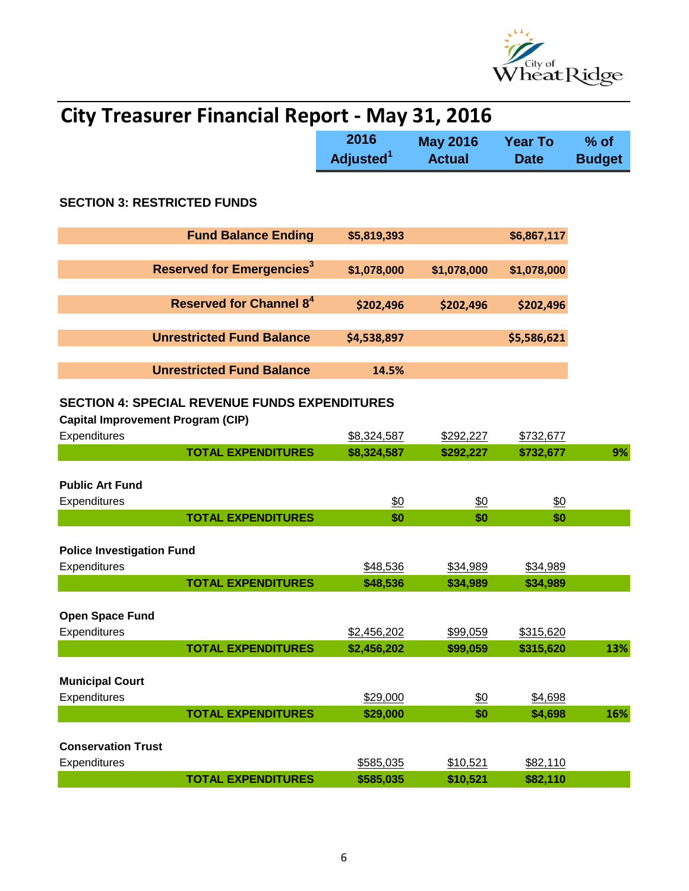# City Treasurer Financial Report - May 31, 2016

| | 2016 Adjusted[1] | May 2016 Actual | Year To Date | % of Budget |
|---|---|---|---|---|
| **SECTION 3: RESTRICTED FUNDS** | | | | |
| **Fund Balance Ending** | **$5,819,393** | | **$6,867,117** | |
| **Reserved for Emergencies[3]** | **$1,078,000** | **$1,078,000** | **$1,078,000** | |
| **Reserved for Channel 8[4]** | **$202,496** | **$202,496** | **$202,496** | |
| **Unrestricted Fund Balance** | **$4,538,897** | | **$5,586,621** | |
| **Unrestricted Fund Balance** | **14.5%** | | | |
| **SECTION 4: SPECIAL REVENUE FUNDS EXPENDITURES** | | | | |
| **Capital Improvement Program (CIP)** | | | | |
| Expenditures | $8,324,587 | $292,227 | $732,677 | |
| **TOTAL EXPENDITURES** | **$8,324,587** | **$292,227** | **$732,677** | **9%** |
| **Public Art Fund** | | | | |
| Expenditures | $0 | $0 | $0 | |
| **TOTAL EXPENDITURES** | **$0** | **$0** | **$0** | |
| **Police Investigation Fund** | | | | |
| Expenditures | $48,536 | $34,989 | $34,989 | |
| **TOTAL EXPENDITURES** | **$48,536** | **$34,989** | **$34,989** | |
| **Open Space Fund** | | | | |
| Expenditures | $2,456,202 | $99,059 | $315,620 | |
| **TOTAL EXPENDITURES** | **$2,456,202** | **$99,059** | **$315,620** | **13%** |
| **Municipal Court** | | | | |
| Expenditures | $29,000 | $0 | $4,698 | |
| **TOTAL EXPENDITURES** | **$29,000** | **$0** | **$4,698** | **16%** |
| **Conservation Trust** | | | | |
| Expenditures | $585,035 | $10,521 | $82,110 | |
| **TOTAL EXPENDITURES** | **$585,035** | **$10,521** | **$82,110** | |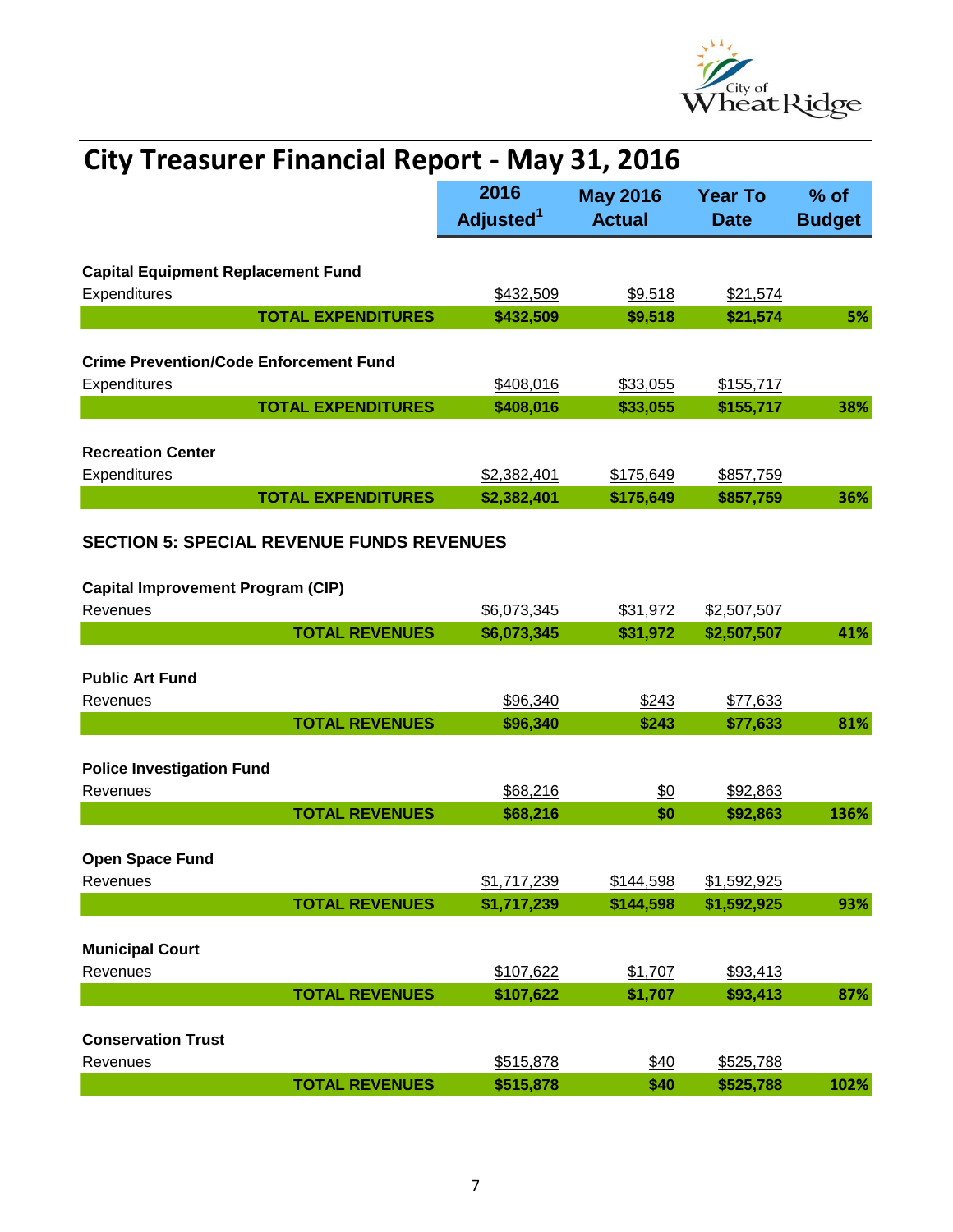# City Treasurer Financial Report - May 31, 2016

| | 2016 Adjusted[1] | May 2016 Actual | Year To Date | % of Budget |
|---|---|---|---|---|
| **Capital Equipment Replacement Fund** | | | | |
| Expenditures | $432,509 | $9,518 | $21,574 | |
| **TOTAL EXPENDITURES** | **$432,509** | **$9,518** | **$21,574** | **5%** |
| **Crime Prevention/Code Enforcement Fund** | | | | |
| Expenditures | $408,016 | $33,055 | $155,717 | |
| **TOTAL EXPENDITURES** | **$408,016** | **$33,055** | **$155,717** | **38%** |
| **Recreation Center** | | | | |
| Expenditures | $2,382,401 | $175,649 | $857,759 | |
| **TOTAL EXPENDITURES** | **$2,382,401** | **$175,649** | **$857,759** | **36%** |

## SECTION 5: SPECIAL REVENUE FUNDS REVENUES

| | 2016 Adjusted[1] | May 2016 Actual | Year To Date | % of Budget |
|---|---|---|---|---|
| **Capital Improvement Program (CIP)** | | | | |
| Revenues | $6,073,345 | $31,972 | $2,507,507 | |
| **TOTAL REVENUES** | **$6,073,345** | **$31,972** | **$2,507,507** | **41%** |
| **Public Art Fund** | | | | |
| Revenues | $96,340 | $243 | $77,633 | |
| **TOTAL REVENUES** | **$96,340** | **$243** | **$77,633** | **81%** |
| **Police Investigation Fund** | | | | |
| Revenues | $68,216 | $0 | $92,863 | |
| **TOTAL REVENUES** | **$68,216** | **$0** | **$92,863** | **136%** |
| **Open Space Fund** | | | | |
| Revenues | $1,717,239 | $144,598 | $1,592,925 | |
| **TOTAL REVENUES** | **$1,717,239** | **$144,598** | **$1,592,925** | **93%** |
| **Municipal Court** | | | | |
| Revenues | $107,622 | $1,707 | $93,413 | |
| **TOTAL REVENUES** | **$107,622** | **$1,707** | **$93,413** | **87%** |
| **Conservation Trust** | | | | |
| Revenues | $515,878 | $40 | $525,788 | |
| **TOTAL REVENUES** | **$515,878** | **$40** | **$525,788** | **102%** |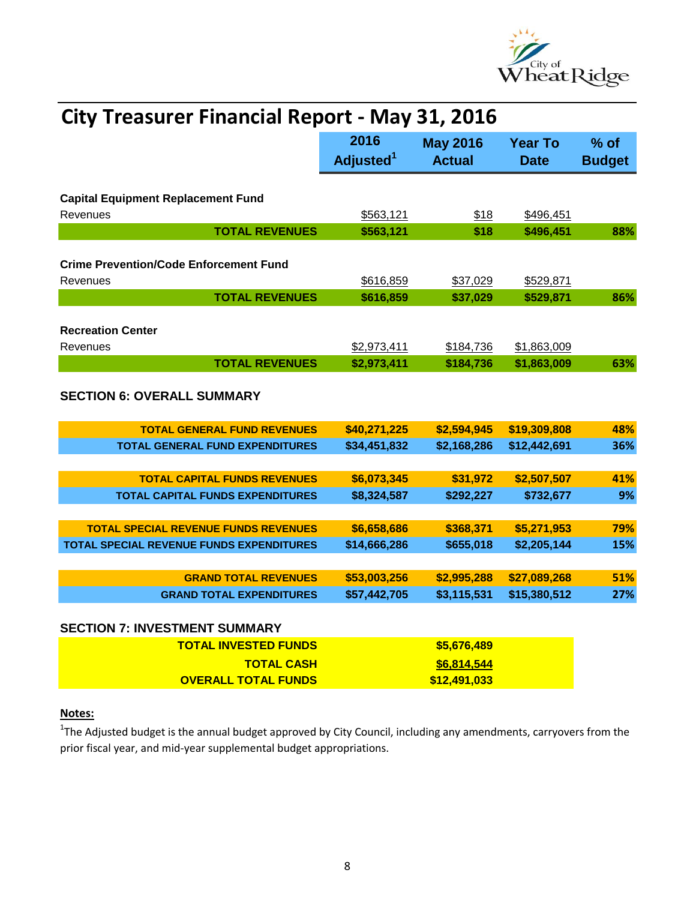# City Treasurer Financial Report - May 31, 2016

| | 2016 Adjusted[1] | May 2016 Actual | Year To Date | % of Budget |
|---|---|---|---|---|
| **Capital Equipment Replacement Fund** | | | | |
| Revenues | $563,121 | $18 | $496,451 | |
| **TOTAL REVENUES** | **$563,121** | **$18** | **$496,451** | **88%** |
| **Crime Prevention/Code Enforcement Fund** | | | | |
| Revenues | $616,859 | $37,029 | $529,871 | |
| **TOTAL REVENUES** | **$616,859** | **$37,029** | **$529,871** | **86%** |
| **Recreation Center** | | | | |
| Revenues | $2,973,411 | $184,736 | $1,863,009 | |
| **TOTAL REVENUES** | **$2,973,411** | **$184,736** | **$1,863,009** | **63%** |

## SECTION 6: OVERALL SUMMARY

| | 2016 Adjusted[1] | May 2016 Actual | Year To Date | % of Budget |
|---|---|---|---|---|
| **TOTAL GENERAL FUND REVENUES** | **$40,271,225** | **$2,594,945** | **$19,309,808** | **48%** |
| **TOTAL GENERAL FUND EXPENDITURES** | **$34,451,832** | **$2,168,286** | **$12,442,691** | **36%** |
| **TOTAL CAPITAL FUNDS REVENUES** | **$6,073,345** | **$31,972** | **$2,507,507** | **41%** |
| **TOTAL CAPITAL FUNDS EXPENDITURES** | **$8,324,587** | **$292,227** | **$732,677** | **9%** |
| **TOTAL SPECIAL REVENUE FUNDS REVENUES** | **$6,658,686** | **$368,371** | **$5,271,953** | **79%** |
| **TOTAL SPECIAL REVENUE FUNDS EXPENDITURES** | **$14,666,286** | **$655,018** | **$2,205,144** | **15%** |
| **GRAND TOTAL REVENUES** | **$53,003,256** | **$2,995,288** | **$27,089,268** | **51%** |
| **GRAND TOTAL EXPENDITURES** | **$57,442,705** | **$3,115,531** | **$15,380,512** | **27%** |

## SECTION 7: INVESTMENT SUMMARY

| | |
|---|---|
| **TOTAL INVESTED FUNDS** | **$5,676,489** |
| **TOTAL CASH** | **$6,814,544** |
| **OVERALL TOTAL FUNDS** | **$12,491,033** |

**Notes:**

[1]The Adjusted budget is the annual budget approved by City Council, including any amendments, carryovers from the prior fiscal year, and mid-year supplemental budget appropriations.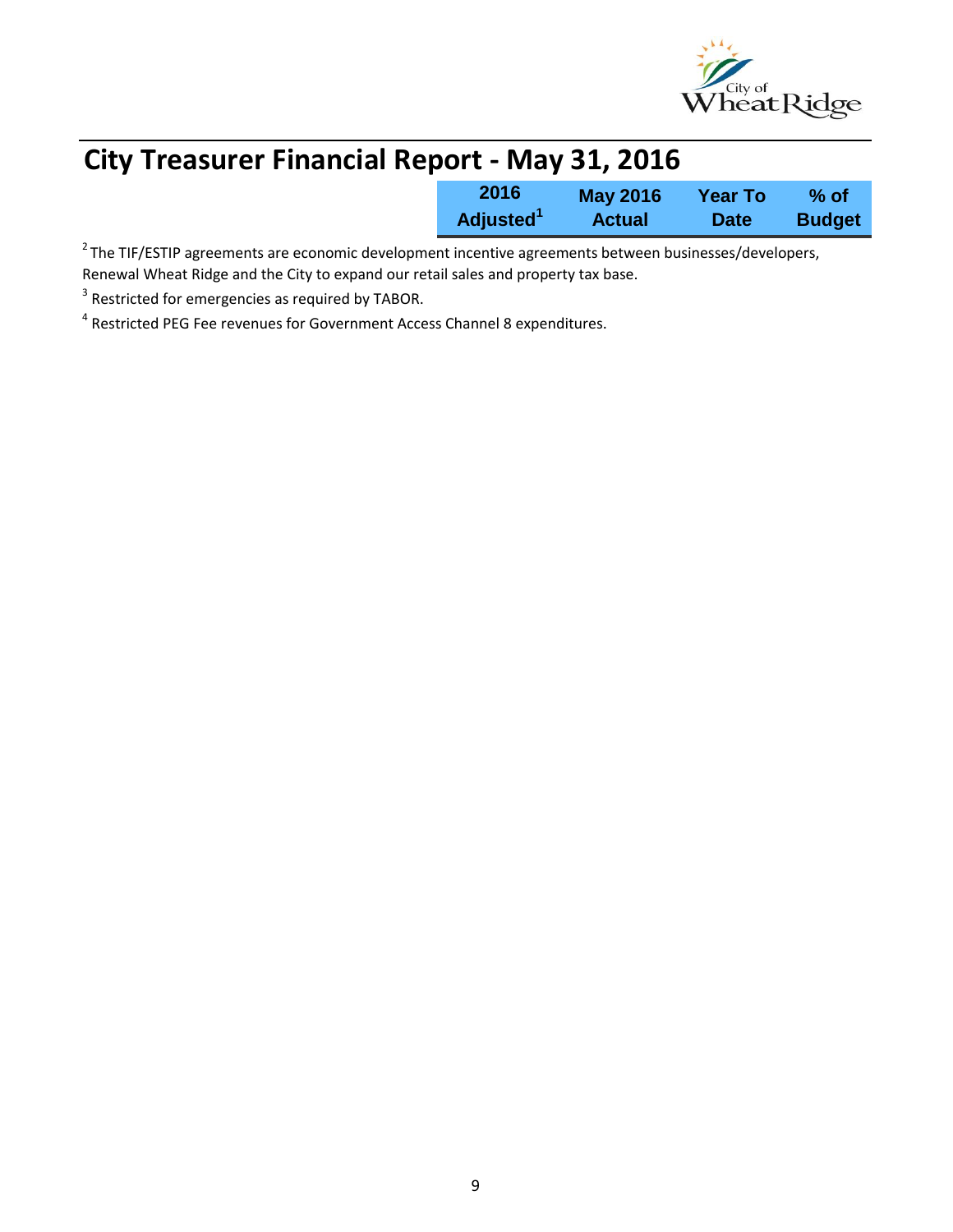# City Treasurer Financial Report - May 31, 2016

| | 2016 Adjusted[1] | May 2016 Actual | Year To Date | % of Budget |
|---|---|---|---|---|

[2] The TIF/ESTIP agreements are economic development incentive agreements between businesses/developers, Renewal Wheat Ridge and the City to expand our retail sales and property tax base.

[3] Restricted for emergencies as required by TABOR.

[4] Restricted PEG Fee revenues for Government Access Channel 8 expenditures.